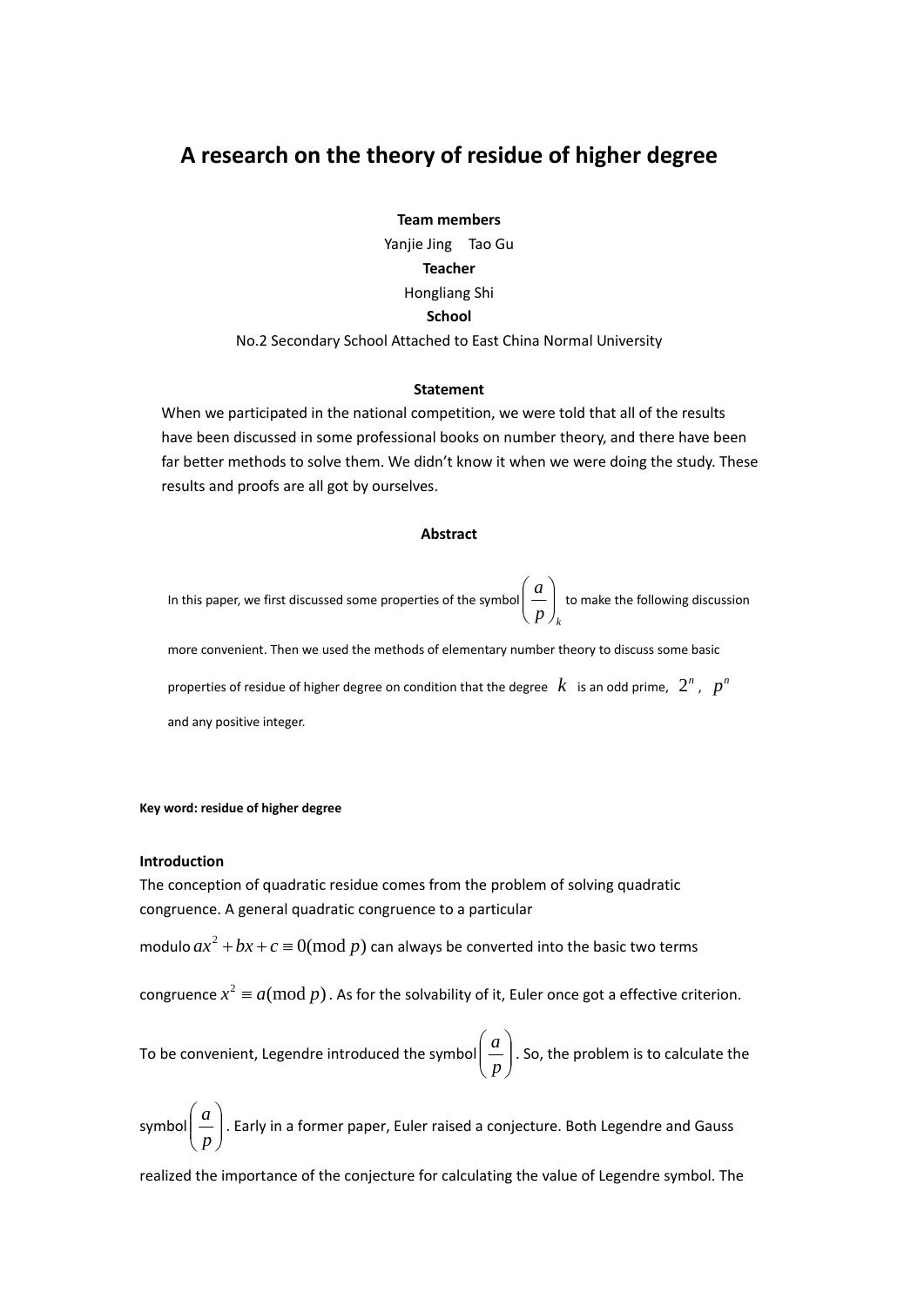# A research on the theory of residue of higher degree

**Team members**

Yanjie Jing  Tao Gu

**Teacher**

Hongliang Shi

**School**

No.2 Secondary School Attached to East China Normal University

**Statement**

When we participated in the national competition, we were told that all of the results have been discussed in some professional books on number theory, and there have been far better methods to solve them. We didn't know it when we were doing the study. These results and proofs are all got by ourselves.

**Abstract**

In this paper, we first discussed some properties of the symbol $\left(\frac{a}{p}\right)_k$ to make the following discussion more convenient. Then we used the methods of elementary number theory to discuss some basic properties of residue of higher degree on condition that the degree $k$ is an odd prime, $2^n$, $p^n$ and any positive integer.

**Key word: residue of higher degree**

**Introduction**

The conception of quadratic residue comes from the problem of solving quadratic congruence. A general quadratic congruence to a particular modulo $ax^2 + bx + c \equiv 0(\bmod p)$ can always be converted into the basic two terms congruence $x^2 \equiv a(\bmod p)$. As for the solvability of it, Euler once got a effective criterion. To be convenient, Legendre introduced the symbol $\left(\frac{a}{p}\right)$. So, the problem is to calculate the symbol $\left(\frac{a}{p}\right)$. Early in a former paper, Euler raised a conjecture. Both Legendre and Gauss realized the importance of the conjecture for calculating the value of Legendre symbol. The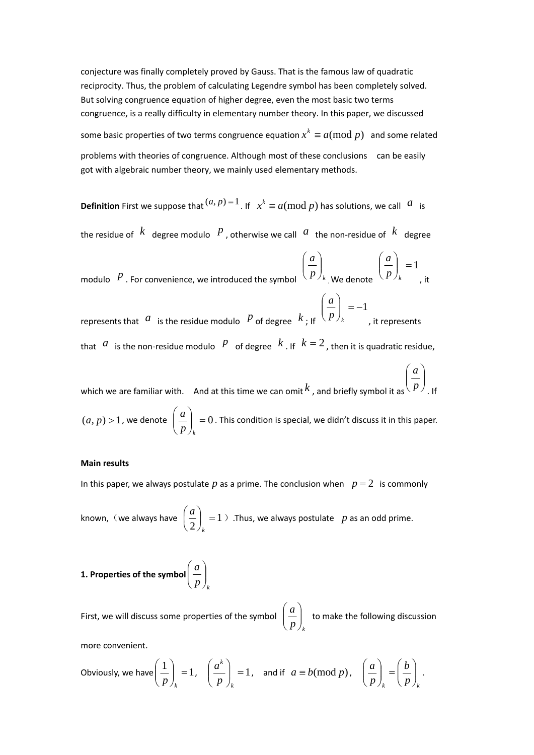conjecture was finally completely proved by Gauss. That is the famous law of quadratic reciprocity. Thus, the problem of calculating Legendre symbol has been completely solved. But solving congruence equation of higher degree, even the most basic two terms congruence, is a really difficulty in elementary number theory. In this paper, we discussed some basic properties of two terms congruence equation $x^k \equiv a(\bmod p)$ and some related problems with theories of congruence. Although most of these conclusions can be easily got with algebraic number theory, we mainly used elementary methods.

**Definition** First we suppose that $(a, p)=1$. If $x^k \equiv a(\bmod p)$ has solutions, we call $a$ is the residue of $k$ degree modulo $p$, otherwise we call $a$ the non-residue of $k$ degree modulo $p$. For convenience, we introduced the symbol $\left(\frac{a}{p}\right)_k$. We denote $\left(\frac{a}{p}\right)_k=1$, it represents that $a$ is the residue modulo $p$ of degree $k$; If $\left(\frac{a}{p}\right)_k=-1$, it represents that $a$ is the non-residue modulo $p$ of degree $k$. If $k=2$, then it is quadratic residue, which we are familiar with. And at this time we can omit $k$, and briefly symbol it as $\left(\frac{a}{p}\right)$. If $(a, p)>1$, we denote $\left(\frac{a}{p}\right)_k=0$. This condition is special, we didn't discuss it in this paper.

**Main results**

In this paper, we always postulate $p$ as a prime. The conclusion when $p=2$ is commonly known,（we always have $\left(\frac{a}{2}\right)_k=1$）.Thus, we always postulate $p$ as an odd prime.

**1. Properties of the symbol $\left(\frac{a}{p}\right)_k$**

First, we will discuss some properties of the symbol $\left(\frac{a}{p}\right)_k$ to make the following discussion more convenient.

Obviously, we have $\left(\frac{1}{p}\right)_k=1$, $\left(\frac{a^k}{p}\right)_k=1$, and if $a \equiv b(\bmod p)$, $\left(\frac{a}{p}\right)_k=\left(\frac{b}{p}\right)_k$.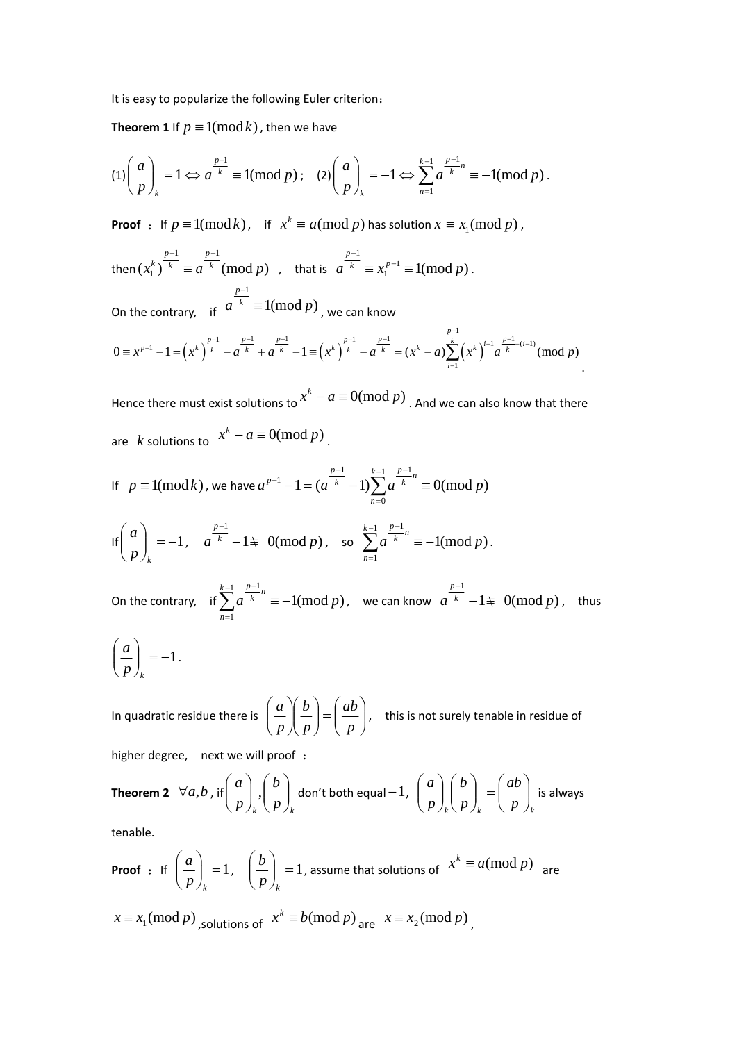It is easy to popularize the following Euler criterion：

**Theorem 1** If $p \equiv 1(\bmod k)$ , then we have

(1) $\left(\frac{a}{p}\right)_k = 1 \Leftrightarrow a^{\frac{p-1}{k}} \equiv 1(\bmod p)$ ; (2) $\left(\frac{a}{p}\right)_k = -1 \Leftrightarrow \sum_{n=1}^{k-1} a^{\frac{p-1}{k}n} \equiv -1(\bmod p)$ .

**Proof** ： If $p \equiv 1(\bmod k)$, if $x^k \equiv a(\bmod p)$ has solution $x \equiv x_1(\bmod p)$ ,

then $(x_1^k)^{\frac{p-1}{k}} \equiv a^{\frac{p-1}{k}}(\bmod p)$ , that is $a^{\frac{p-1}{k}} \equiv x_1^{p-1} \equiv 1(\bmod p)$ .

On the contrary, if $a^{\frac{p-1}{k}} \equiv 1(\bmod p)$ , we can know

$$0 \equiv x^{p-1} - 1 = \left(x^k\right)^{\frac{p-1}{k}} - a^{\frac{p-1}{k}} + a^{\frac{p-1}{k}} - 1 \equiv \left(x^k\right)^{\frac{p-1}{k}} - a^{\frac{p-1}{k}} = (x^k - a)\sum_{i=1}^{\frac{p-1}{k}} \left(x^k\right)^{i-1} a^{\frac{p-1}{k}-(i-1)} (\bmod p)$$

Hence there must exist solutions to $x^k - a \equiv 0(\bmod p)$ . And we can also know that there are $k$ solutions to $x^k - a \equiv 0(\bmod p)$ .

If $p \equiv 1(\bmod k)$ , we have $a^{p-1} - 1 = (a^{\frac{p-1}{k}} - 1)\sum_{n=0}^{k-1} a^{\frac{p-1}{k}n} \equiv 0(\bmod p)$

If $\left(\frac{a}{p}\right)_k = -1$, $a^{\frac{p-1}{k}} - 1 \not\equiv 0(\bmod p)$, so $\sum_{n=1}^{k-1} a^{\frac{p-1}{k}n} \equiv -1(\bmod p)$.

On the contrary, if $\sum_{n=1}^{k-1} a^{\frac{p-1}{k}n} \equiv -1(\bmod p)$, we can know $a^{\frac{p-1}{k}} - 1 \not\equiv 0(\bmod p)$, thus

$\left(\frac{a}{p}\right)_k = -1$.

In quadratic residue there is $\left(\frac{a}{p}\right)\left(\frac{b}{p}\right) = \left(\frac{ab}{p}\right)$, this is not surely tenable in residue of higher degree, next we will proof ：

**Theorem 2** $\forall a, b$ , if $\left(\frac{a}{p}\right)_k, \left(\frac{b}{p}\right)_k$ don't both equal $-1$, $\left(\frac{a}{p}\right)_k \left(\frac{b}{p}\right)_k = \left(\frac{ab}{p}\right)_k$ is always tenable.

**Proof** ： If $\left(\frac{a}{p}\right)_k = 1$, $\left(\frac{b}{p}\right)_k = 1$, assume that solutions of $x^k \equiv a(\bmod p)$ are $x \equiv x_1(\bmod p)$ ,solutions of $x^k \equiv b(\bmod p)$ are $x \equiv x_2(\bmod p)$ ,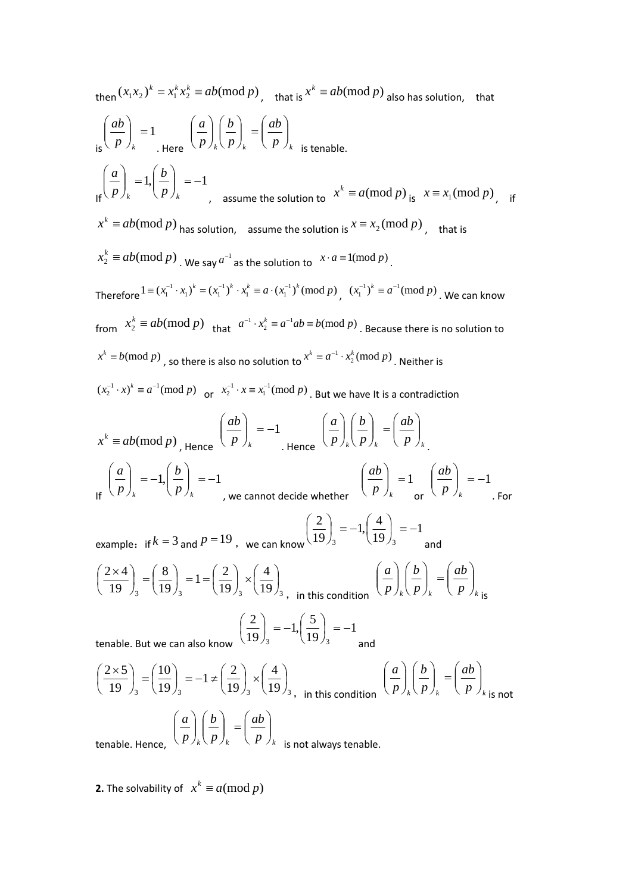then $(x_1x_2)^k = x_1^k x_2^k \equiv ab(\bmod p)$, that is $x^k \equiv ab(\bmod p)$ also has solution, that is $\left(\frac{ab}{p}\right)_k = 1$. Here $\left(\frac{a}{p}\right)_k\left(\frac{b}{p}\right)_k = \left(\frac{ab}{p}\right)_k$ is tenable.

If $\left(\frac{a}{p}\right)_k = 1, \left(\frac{b}{p}\right)_k = -1$, assume the solution to $x^k \equiv a(\bmod p)$ is $x \equiv x_1(\bmod p)$, if $x^k \equiv ab(\bmod p)$ has solution, assume the solution is $x \equiv x_2(\bmod p)$, that is $x_2^k \equiv ab(\bmod p)$. We say $a^{-1}$ as the solution to $x \cdot a \equiv 1(\bmod p)$.

Therefore $1 \equiv (x_1^{-1} \cdot x_1)^k = (x_1^{-1})^k \cdot x_1^k \equiv a \cdot (x_1^{-1})^k (\bmod p)$, $(x_1^{-1})^k \equiv a^{-1}(\bmod p)$. We can know from $x_2^k \equiv ab(\bmod p)$ that $a^{-1} \cdot x_2^k \equiv a^{-1}ab \equiv b(\bmod p)$. Because there is no solution to $x^k \equiv b(\bmod p)$, so there is also no solution to $x^k \equiv a^{-1} \cdot x_2^k(\bmod p)$. Neither is $(x_2^{-1} \cdot x)^k \equiv a^{-1}(\bmod p)$ or $x_2^{-1} \cdot x \equiv x_1^{-1}(\bmod p)$. But we have It is a contradiction $x^k \equiv ab(\bmod p)$, Hence $\left(\frac{ab}{p}\right)_k = -1$. Hence $\left(\frac{a}{p}\right)_k\left(\frac{b}{p}\right)_k = \left(\frac{ab}{p}\right)_k$.

If $\left(\frac{a}{p}\right)_k = -1, \left(\frac{b}{p}\right)_k = -1$, we cannot decide whether $\left(\frac{ab}{p}\right)_k = 1$ or $\left(\frac{ab}{p}\right)_k = -1$. For example：if $k = 3$ and $p = 19$, we can know $\left(\frac{2}{19}\right)_3 = -1, \left(\frac{4}{19}\right)_3 = -1$ and $\left(\frac{2 \times 4}{19}\right)_3 = \left(\frac{8}{19}\right)_3 = 1 = \left(\frac{2}{19}\right)_3 \times \left(\frac{4}{19}\right)_3$, in this condition $\left(\frac{a}{p}\right)_k\left(\frac{b}{p}\right)_k = \left(\frac{ab}{p}\right)_k$ is tenable. But we can also know $\left(\frac{2}{19}\right)_3 = -1, \left(\frac{5}{19}\right)_3 = -1$ and $\left(\frac{2 \times 5}{19}\right)_3 = \left(\frac{10}{19}\right)_3 = -1 \neq \left(\frac{2}{19}\right)_3 \times \left(\frac{4}{19}\right)_3$, in this condition $\left(\frac{a}{p}\right)_k\left(\frac{b}{p}\right)_k = \left(\frac{ab}{p}\right)_k$ is not tenable. Hence, $\left(\frac{a}{p}\right)_k\left(\frac{b}{p}\right)_k = \left(\frac{ab}{p}\right)_k$ is not always tenable.

**2.** The solvability of $x^k \equiv a(\bmod p)$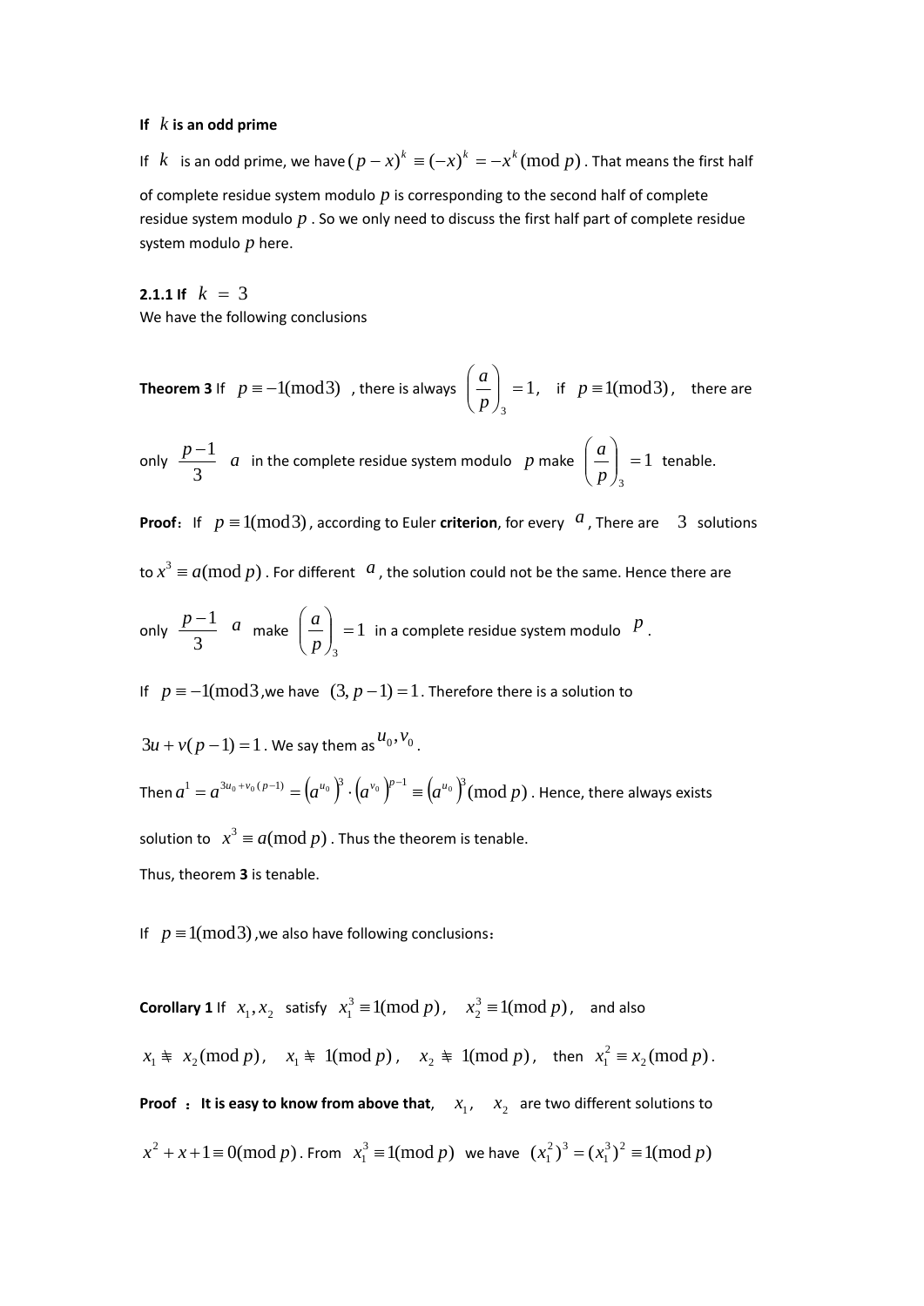**If $k$ is an odd prime**

If $k$ is an odd prime, we have $(p-x)^k \equiv (-x)^k = -x^k (\bmod p)$. That means the first half of complete residue system modulo $p$ is corresponding to the second half of complete residue system modulo $p$. So we only need to discuss the first half part of complete residue system modulo $p$ here.

**2.1.1 If** $k = 3$

We have the following conclusions

**Theorem 3** If $p \equiv -1(\bmod 3)$, there is always $\left(\frac{a}{p}\right)_3 = 1$, if $p \equiv 1(\bmod 3)$, there are only $\frac{p-1}{3}$ $a$ in the complete residue system modulo $p$ make $\left(\frac{a}{p}\right)_3 = 1$ tenable.

**Proof**: If $p \equiv 1(\bmod 3)$, according to Euler **criterion**, for every $a$, There are $3$ solutions to $x^3 \equiv a(\bmod p)$. For different $a$, the solution could not be the same. Hence there are only $\frac{p-1}{3}$ $a$ make $\left(\frac{a}{p}\right)_3 = 1$ in a complete residue system modulo $p$.

If $p \equiv -1(\bmod 3$,we have $(3, p-1) = 1$. Therefore there is a solution to $3u + v(p-1) = 1$. We say them as $u_0, v_0$.

Then $a^1 = a^{3u_0 + v_0(p-1)} = \left(a^{u_0}\right)^3 \cdot \left(a^{v_0}\right)^{p-1} \equiv \left(a^{u_0}\right)^3 (\bmod p)$. Hence, there always exists solution to $x^3 \equiv a(\bmod p)$. Thus the theorem is tenable.

Thus, theorem **3** is tenable.

If $p \equiv 1(\bmod 3)$,we also have following conclusions:

**Corollary 1** If $x_1, x_2$ satisfy $x_1^3 \equiv 1(\bmod p)$, $x_2^3 \equiv 1(\bmod p)$, and also $x_1 \not\equiv x_2(\bmod p)$, $x_1 \not\equiv 1(\bmod p)$, $x_2 \not\equiv 1(\bmod p)$, then $x_1^2 \equiv x_2(\bmod p)$.

**Proof : It is easy to know from above that**, $x_1$, $x_2$ are two different solutions to $x^2 + x + 1 \equiv 0(\bmod p)$. From $x_1^3 \equiv 1(\bmod p)$ we have $(x_1^2)^3 = (x_1^3)^2 \equiv 1(\bmod p)$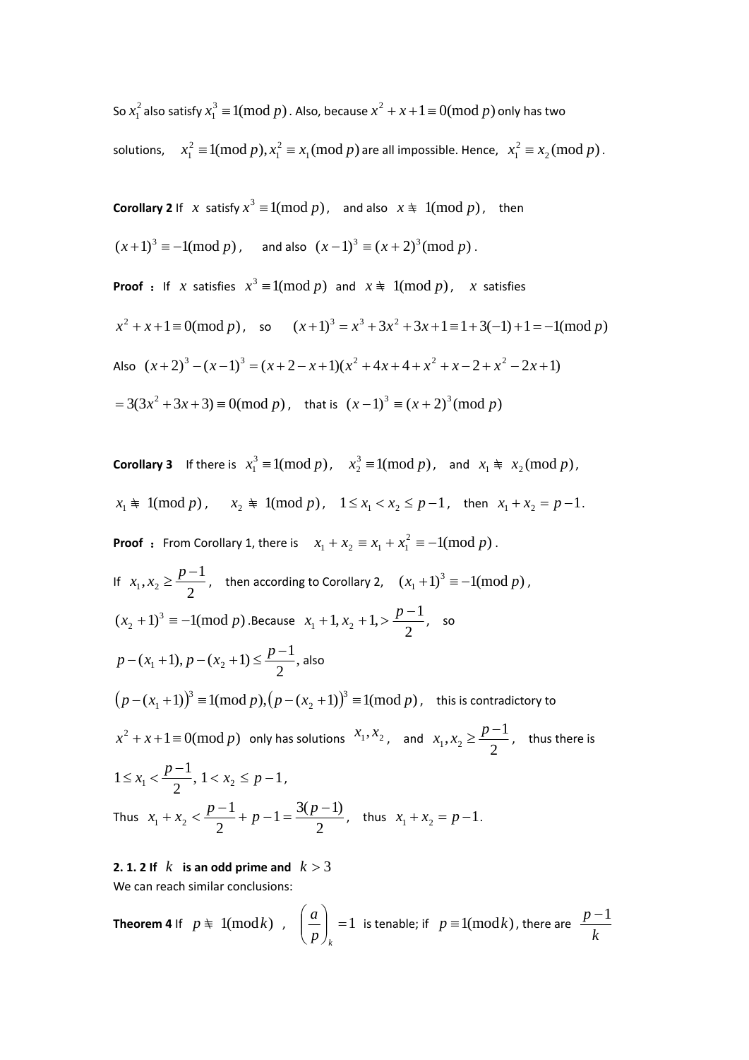So $x_1^2$ also satisfy $x_1^3 \equiv 1(\bmod p)$. Also, because $x^2 + x + 1 \equiv 0(\bmod p)$ only has two solutions, $x_1^2 \equiv 1(\bmod p), x_1^2 \equiv x_1(\bmod p)$ are all impossible. Hence, $x_1^2 \equiv x_2(\bmod p)$.

**Corollary 2** If $x$ satisfy $x^3 \equiv 1(\bmod p)$, and also $x \not\equiv 1(\bmod p)$, then $(x+1)^3 \equiv -1(\bmod p)$, and also $(x-1)^3 \equiv (x+2)^3(\bmod p)$.

**Proof** : If $x$ satisfies $x^3 \equiv 1(\bmod p)$ and $x \not\equiv 1(\bmod p)$, $x$ satisfies $x^2 + x + 1 \equiv 0(\bmod p)$, so $(x+1)^3 = x^3 + 3x^2 + 3x + 1 \equiv 1 + 3(-1) + 1 = -1(\bmod p)$

Also $(x+2)^3 - (x-1)^3 = (x+2-x+1)(x^2+4x+4+x^2+x-2+x^2-2x+1)$

$= 3(3x^2+3x+3) \equiv 0(\bmod p)$, that is $(x-1)^3 \equiv (x+2)^3(\bmod p)$

**Corollary 3** If there is $x_1^3 \equiv 1(\bmod p)$, $x_2^3 \equiv 1(\bmod p)$, and $x_1 \not\equiv x_2(\bmod p)$, $x_1 \not\equiv 1(\bmod p)$, $x_2 \not\equiv 1(\bmod p)$, $1 \le x_1 < x_2 \le p-1$, then $x_1 + x_2 = p-1$.

**Proof** : From Corollary 1, there is $x_1 + x_2 \equiv x_1 + x_1^2 \equiv -1(\bmod p)$.

If $x_1, x_2 \ge \dfrac{p-1}{2}$, then according to Corollary 2, $(x_1+1)^3 \equiv -1(\bmod p)$, $(x_2+1)^3 \equiv -1(\bmod p)$. Because $x_1+1, x_2+1, > \dfrac{p-1}{2}$, so $p-(x_1+1), p-(x_2+1) \le \dfrac{p-1}{2}$, also $\left(p-(x_1+1)\right)^3 \equiv 1(\bmod p), \left(p-(x_2+1)\right)^3 \equiv 1(\bmod p)$, this is contradictory to $x^2 + x + 1 \equiv 0(\bmod p)$ only has solutions $x_1, x_2$, and $x_1, x_2 \ge \dfrac{p-1}{2}$, thus there is $1 \le x_1 < \dfrac{p-1}{2}$, $1 < x_2 \le p-1$,

Thus $x_1 + x_2 < \dfrac{p-1}{2} + p - 1 = \dfrac{3(p-1)}{2}$, thus $x_1 + x_2 = p-1$.

**2. 1. 2 If $k$ is an odd prime and $k > 3$**

We can reach similar conclusions:

**Theorem 4** If $p \not\equiv 1(\bmod k)$, $\left(\dfrac{a}{p}\right)_k = 1$ is tenable; if $p \equiv 1(\bmod k)$, there are $\dfrac{p-1}{k}$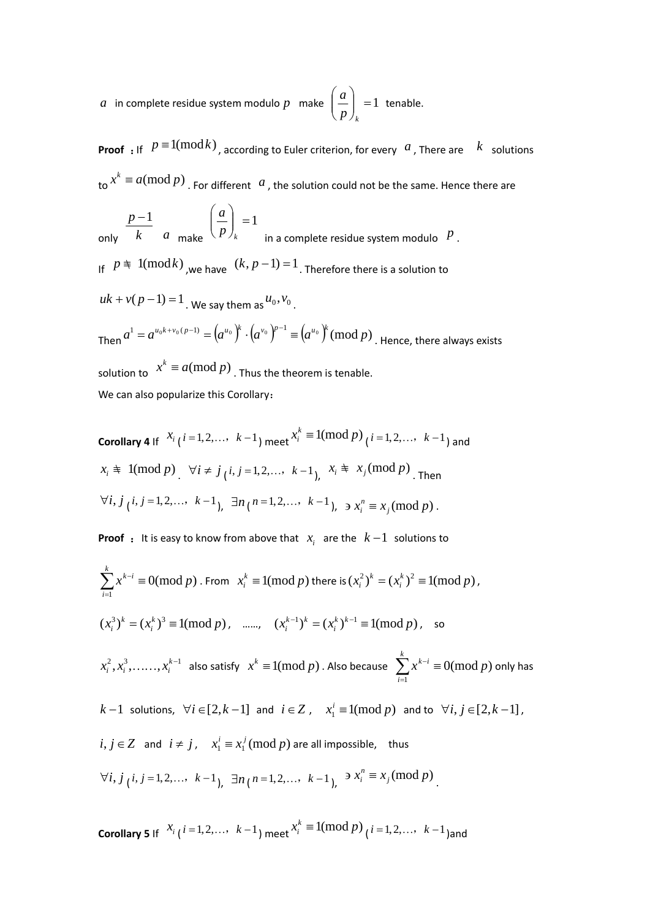$a$ in complete residue system modulo $p$ make $\left(\frac{a}{p}\right)_k = 1$ tenable.

**Proof** **:** If $p \equiv 1(\bmod k)$, according to Euler criterion, for every $a$, There are $k$ solutions to $x^k \equiv a(\bmod p)$. For different $a$, the solution could not be the same. Hence there are only $\frac{p-1}{k}$ $a$ make $\left(\frac{a}{p}\right)_k = 1$ in a complete residue system modulo $p$.

If $p \not\equiv 1(\bmod k)$, we have $(k, p-1) = 1$. Therefore there is a solution to $uk + v(p-1) = 1$. We say them as $u_0, v_0$.

Then $a^1 = a^{u_0 k + v_0 (p-1)} = \left(a^{u_0}\right)^k \cdot \left(a^{v_0}\right)^{p-1} \equiv \left(a^{u_0}\right)^k (\bmod p)$. Hence, there always exists solution to $x^k \equiv a(\bmod p)$. Thus the theorem is tenable.

We can also popularize this Corollary:

**Corollary 4** If $x_i$ ($i = 1, 2, \ldots, k-1$) meet $x_i^k \equiv 1(\bmod p)$ ($i = 1, 2, \ldots, k-1$) and $x_i \not\equiv 1(\bmod p)$. $\forall i \neq j$ ($i, j = 1, 2, \ldots, k-1$), $x_i \not\equiv x_j (\bmod p)$. Then $\forall i, j$ ($i, j = 1, 2, \ldots, k-1$), $\exists n$ ($n = 1, 2, \ldots, k-1$), $\ni x_i^n \equiv x_j (\bmod p)$.

**Proof** **:** It is easy to know from above that $x_i$ are the $k-1$ solutions to $\sum_{i=1}^{k} x^{k-i} \equiv 0(\bmod p)$. From $x_i^k \equiv 1(\bmod p)$ there is $(x_i^2)^k = (x_i^k)^2 \equiv 1(\bmod p)$, $(x_i^3)^k = (x_i^k)^3 \equiv 1(\bmod p)$, ……, $(x_i^{k-1})^k = (x_i^k)^{k-1} \equiv 1(\bmod p)$, so $x_i^2, x_i^3, \ldots\ldots, x_i^{k-1}$ also satisfy $x^k \equiv 1(\bmod p)$. Also because $\sum_{i=1}^{k} x^{k-i} \equiv 0(\bmod p)$ only has $k-1$ solutions, $\forall i \in [2, k-1]$ and $i \in Z$, $x_1^i \equiv 1(\bmod p)$ and to $\forall i, j \in [2, k-1]$, $i, j \in Z$ and $i \neq j$, $x_1^i \equiv x_1^j (\bmod p)$ are all impossible, thus $\forall i, j$ ($i, j = 1, 2, \ldots, k-1$), $\exists n$ ($n = 1, 2, \ldots, k-1$), $\ni x_i^n \equiv x_j (\bmod p)$.

**Corollary 5** If $x_i$ ($i = 1, 2, \ldots, k-1$) meet $x_i^k \equiv 1(\bmod p)$ ($i = 1, 2, \ldots, k-1$) and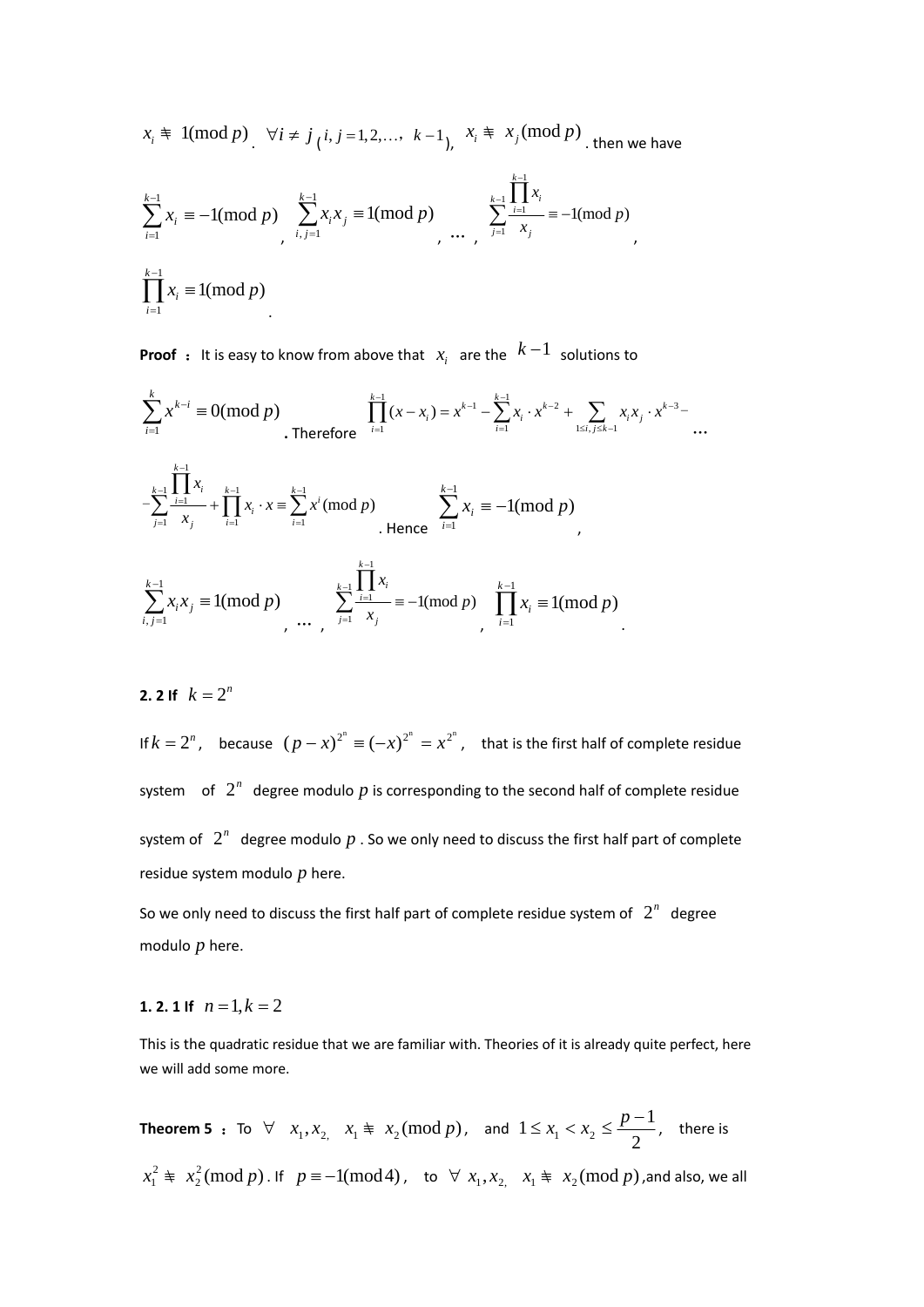$x_i \not\equiv 1(\bmod p)$. $\forall i \neq j$ ($i, j = 1, 2, \ldots, k-1$), $x_i \not\equiv x_j(\bmod p)$. then we have

$\sum_{i=1}^{k-1} x_i \equiv -1(\bmod p)$, $\sum_{i,j=1}^{k-1} x_i x_j \equiv 1(\bmod p)$, ... , $\sum_{j=1}^{k-1} \frac{\prod_{i=1}^{k-1} x_i}{x_j} \equiv -1(\bmod p)$,

$\prod_{i=1}^{k-1} x_i \equiv 1(\bmod p)$.

**Proof** : It is easy to know from above that $x_i$ are the $k-1$ solutions to

$\sum_{i=1}^{k} x^{k-i} \equiv 0(\bmod p)$. Therefore $\prod_{i=1}^{k-1}(x - x_i) = x^{k-1} - \sum_{i=1}^{k-1} x_i \cdot x^{k-2} + \sum_{1 \le i,j \le k-1} x_i x_j \cdot x^{k-3} - \ldots$

$- \sum_{j=1}^{k-1} \frac{\prod_{i=1}^{k-1} x_i}{x_j} + \prod_{i=1}^{k-1} x_i \cdot x \equiv \sum_{i=1}^{k-1} x^i (\bmod p)$. Hence $\sum_{i=1}^{k-1} x_i \equiv -1(\bmod p)$,

$\sum_{i,j=1}^{k-1} x_i x_j \equiv 1(\bmod p)$, ... , $\sum_{j=1}^{k-1} \frac{\prod_{i=1}^{k-1} x_i}{x_j} \equiv -1(\bmod p)$, $\prod_{i=1}^{k-1} x_i \equiv 1(\bmod p)$.

**2. 2 If** $k = 2^n$

If $k = 2^n$, because $(p - x)^{2^n} \equiv (-x)^{2^n} = x^{2^n}$, that is the first half of complete residue system of $2^n$ degree modulo $p$ is corresponding to the second half of complete residue system of $2^n$ degree modulo $p$. So we only need to discuss the first half part of complete residue system modulo $p$ here.

So we only need to discuss the first half part of complete residue system of $2^n$ degree modulo $p$ here.

**1. 2. 1 If** $n = 1, k = 2$

This is the quadratic residue that we are familiar with. Theories of it is already quite perfect, here we will add some more.

**Theorem 5** : To $\forall$ $x_1, x_2,$ $x_1 \not\equiv x_2(\bmod p)$, and $1 \le x_1 < x_2 \le \frac{p-1}{2}$, there is $x_1^2 \not\equiv x_2^2(\bmod p)$. If $p \equiv -1(\bmod 4)$, to $\forall$ $x_1, x_2,$ $x_1 \not\equiv x_2(\bmod p)$, and also, we all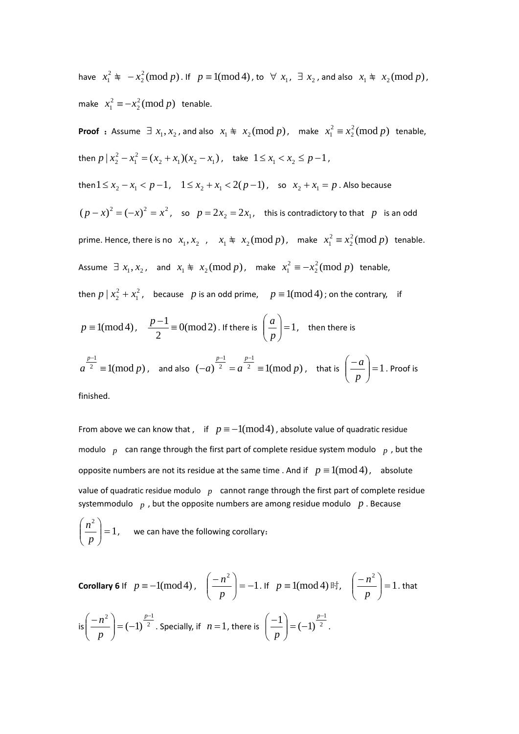have $x_1^2 \not\equiv -x_2^2 \pmod p$. If $p \equiv 1 \pmod 4$, to $\forall\ x_1$, $\exists\ x_2$, and also $x_1 \not\equiv x_2 \pmod p$, make $x_1^2 \equiv -x_2^2 \pmod p$ tenable.

**Proof**: Assume $\exists\ x_1, x_2$, and also $x_1 \not\equiv x_2 \pmod p$, make $x_1^2 \equiv x_2^2 \pmod p$ tenable, then $p \mid x_2^2 - x_1^2 = (x_2 + x_1)(x_2 - x_1)$, take $1 \le x_1 < x_2 \le p-1$, then $1 \le x_2 - x_1 < p-1$, $1 \le x_2 + x_1 < 2(p-1)$, so $x_2 + x_1 = p$. Also because $(p-x)^2 = (-x)^2 = x^2$, so $p = 2x_2 = 2x_1$, this is contradictory to that $p$ is an odd prime. Hence, there is no $x_1, x_2$, $x_1 \not\equiv x_2 \pmod p$, make $x_1^2 \equiv x_2^2 \pmod p$ tenable. Assume $\exists\ x_1, x_2$, and $x_1 \not\equiv x_2 \pmod p$, make $x_1^2 \equiv -x_2^2 \pmod p$ tenable, then $p \mid x_2^2 + x_1^2$, because $p$ is an odd prime, $p \equiv 1 \pmod 4$; on the contrary, if $p \equiv 1 \pmod 4$, $\dfrac{p-1}{2} \equiv 0 \pmod 2$. If there is $\left(\dfrac{a}{p}\right) = 1$, then there is $a^{\frac{p-1}{2}} \equiv 1 \pmod p$, and also $(-a)^{\frac{p-1}{2}} = a^{\frac{p-1}{2}} \equiv 1 \pmod p$, that is $\left(\dfrac{-a}{p}\right) = 1$. Proof is finished.

From above we can know that, if $p \equiv -1 \pmod 4$, absolute value of quadratic residue modulo $p$ can range through the first part of complete residue system modulo $p$, but the opposite numbers are not its residue at the same time. And if $p \equiv 1 \pmod 4$, absolute value of quadratic residue modulo $p$ cannot range through the first part of complete residue systemmodulo $p$, but the opposite numbers are among residue modulo $p$. Because $\left(\dfrac{n^2}{p}\right) = 1$, we can have the following corollary:

**Corollary 6** If $p \equiv -1 \pmod 4$, $\left(\dfrac{-n^2}{p}\right) = -1$. If $p \equiv 1 \pmod 4$时, $\left(\dfrac{-n^2}{p}\right) = 1$. that is $\left(\dfrac{-n^2}{p}\right) = (-1)^{\frac{p-1}{2}}$. Specially, if $n = 1$, there is $\left(\dfrac{-1}{p}\right) = (-1)^{\frac{p-1}{2}}$.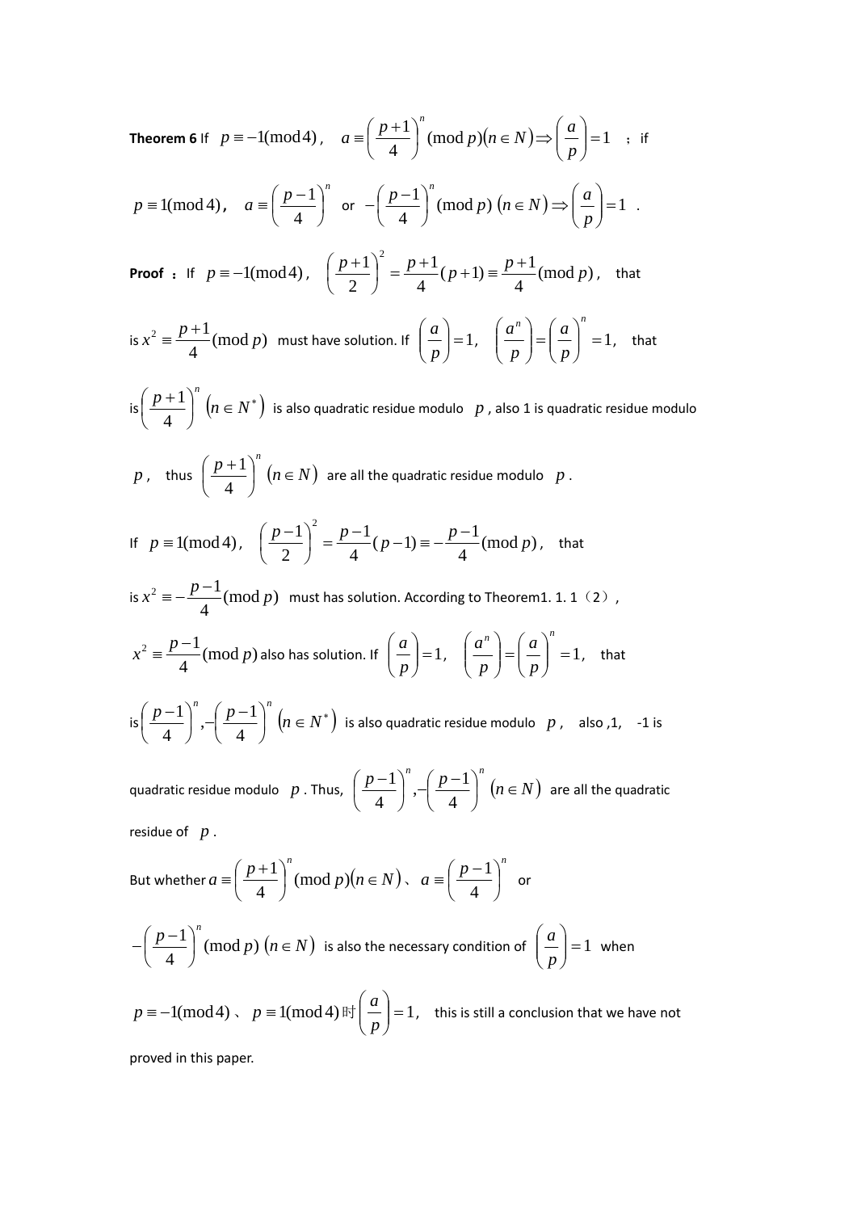**Theorem 6** If $p \equiv -1 (\bmod 4)$, $a \equiv \left(\frac{p+1}{4}\right)^n (\bmod p)(n \in N) \Rightarrow \left(\frac{a}{p}\right) = 1$ ; if $p \equiv 1 (\bmod 4)$, $a \equiv \left(\frac{p-1}{4}\right)^n$ or $-\left(\frac{p-1}{4}\right)^n (\bmod p)$ $(n \in N) \Rightarrow \left(\frac{a}{p}\right) = 1$ .

**Proof** : If $p \equiv -1 (\bmod 4)$, $\left(\frac{p+1}{2}\right)^2 = \frac{p+1}{4}(p+1) \equiv \frac{p+1}{4} (\bmod p)$, that is $x^2 \equiv \frac{p+1}{4} (\bmod p)$ must have solution. If $\left(\frac{a}{p}\right) = 1$, $\left(\frac{a^n}{p}\right) = \left(\frac{a}{p}\right)^n = 1$, that is $\left(\frac{p+1}{4}\right)^n$ $(n \in N^*)$ is also quadratic residue modulo $p$ , also 1 is quadratic residue modulo $p$ , thus $\left(\frac{p+1}{4}\right)^n$ $(n \in N)$ are all the quadratic residue modulo $p$ .

If $p \equiv 1 (\bmod 4)$, $\left(\frac{p-1}{2}\right)^2 = \frac{p-1}{4}(p-1) \equiv -\frac{p-1}{4} (\bmod p)$, that is $x^2 \equiv -\frac{p-1}{4} (\bmod p)$ must has solution. According to Theorem1. 1. 1（2）, $x^2 \equiv \frac{p-1}{4} (\bmod p)$ also has solution. If $\left(\frac{a}{p}\right) = 1$, $\left(\frac{a^n}{p}\right) = \left(\frac{a}{p}\right)^n = 1$, that is $\left(\frac{p-1}{4}\right)^n, -\left(\frac{p-1}{4}\right)^n$ $(n \in N^*)$ is also quadratic residue modulo $p$ , also ,1, -1 is quadratic residue modulo $p$ . Thus, $\left(\frac{p-1}{4}\right)^n, -\left(\frac{p-1}{4}\right)^n$ $(n \in N)$ are all the quadratic residue of $p$ .

But whether $a \equiv \left(\frac{p+1}{4}\right)^n (\bmod p)(n \in N)$、$a \equiv \left(\frac{p-1}{4}\right)^n$ or $-\left(\frac{p-1}{4}\right)^n (\bmod p)$ $(n \in N)$ is also the necessary condition of $\left(\frac{a}{p}\right) = 1$ when $p \equiv -1 (\bmod 4)$ 、 $p \equiv 1 (\bmod 4)$ 时 $\left(\frac{a}{p}\right) = 1$, this is still a conclusion that we have not proved in this paper.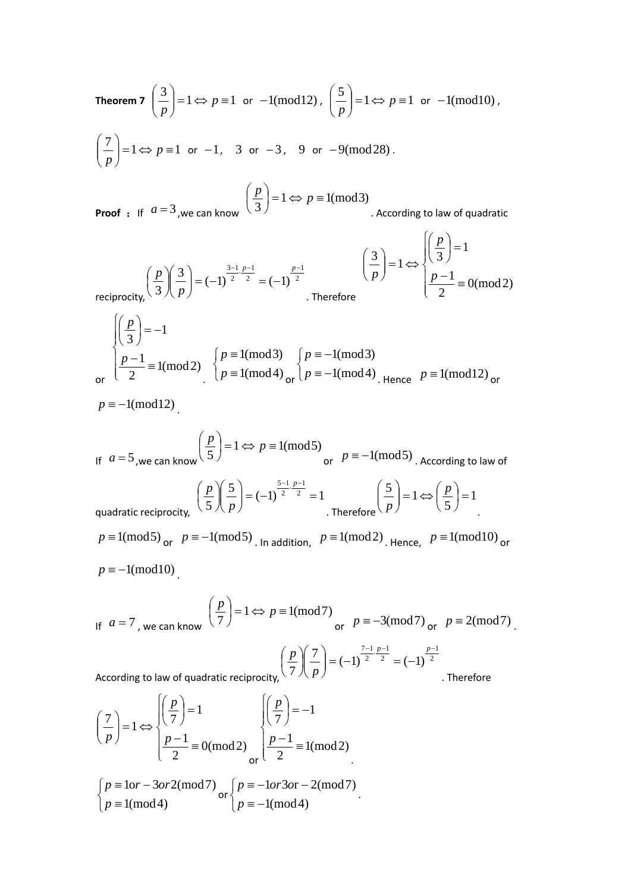**Theorem 7** $\left(\frac{3}{p}\right)=1 \Leftrightarrow p \equiv 1$ or $-1 (\bmod 12)$, $\left(\frac{5}{p}\right)=1 \Leftrightarrow p \equiv 1$ or $-1 (\bmod 10)$,

$\left(\frac{7}{p}\right)=1 \Leftrightarrow p \equiv 1$ or $-1$, $3$ or $-3$, $9$ or $-9 (\bmod 28)$.

**Proof**: If $a=3$, we can know $\left(\frac{p}{3}\right)=1 \Leftrightarrow p \equiv 1 (\bmod 3)$. According to law of quadratic reciprocity, $\left(\frac{p}{3}\right)\left(\frac{3}{p}\right)=(-1)^{\frac{3-1}{2}\cdot\frac{p-1}{2}}=(-1)^{\frac{p-1}{2}}$. Therefore $\left(\frac{3}{p}\right)=1 \Leftrightarrow \begin{cases} \left(\frac{p}{3}\right)=1 \\ \frac{p-1}{2} \equiv 0 (\bmod 2) \end{cases}$ or $\begin{cases} \left(\frac{p}{3}\right)=-1 \\ \frac{p-1}{2} \equiv 1 (\bmod 2) \end{cases}$. $\begin{cases} p \equiv 1 (\bmod 3) \\ p \equiv 1 (\bmod 4) \end{cases}$ or $\begin{cases} p \equiv -1 (\bmod 3) \\ p \equiv -1 (\bmod 4) \end{cases}$. Hence $p \equiv 1 (\bmod 12)$ or $p \equiv -1 (\bmod 12)$.

If $a=5$, we can know $\left(\frac{p}{5}\right)=1 \Leftrightarrow p \equiv 1 (\bmod 5)$ or $p \equiv -1 (\bmod 5)$. According to law of quadratic reciprocity, $\left(\frac{p}{5}\right)\left(\frac{5}{p}\right)=(-1)^{\frac{5-1}{2}\cdot\frac{p-1}{2}}=1$. Therefore $\left(\frac{5}{p}\right)=1 \Leftrightarrow \left(\frac{p}{5}\right)=1$. $p \equiv 1 (\bmod 5)$ or $p \equiv -1 (\bmod 5)$. In addition, $p \equiv 1 (\bmod 2)$. Hence, $p \equiv 1 (\bmod 10)$ or $p \equiv -1 (\bmod 10)$.

If $a=7$, we can know $\left(\frac{p}{7}\right)=1 \Leftrightarrow p \equiv 1 (\bmod 7)$ or $p \equiv -3 (\bmod 7)$ or $p \equiv 2 (\bmod 7)$. According to law of quadratic reciprocity, $\left(\frac{p}{7}\right)\left(\frac{7}{p}\right)=(-1)^{\frac{7-1}{2}\cdot\frac{p-1}{2}}=(-1)^{\frac{p-1}{2}}$. Therefore

$\left(\frac{7}{p}\right)=1 \Leftrightarrow \begin{cases} \left(\frac{p}{7}\right)=1 \\ \frac{p-1}{2} \equiv 0 (\bmod 2) \end{cases}$ or $\begin{cases} \left(\frac{p}{7}\right)=-1 \\ \frac{p-1}{2} \equiv 1 (\bmod 2) \end{cases}$.

$\begin{cases} p \equiv 1 \text{ or } -3 \text{ or } 2 (\bmod 7) \\ p \equiv 1 (\bmod 4) \end{cases}$ or $\begin{cases} p \equiv -1 \text{ or } 3 \text{ or } -2 (\bmod 7) \\ p \equiv -1 (\bmod 4) \end{cases}$.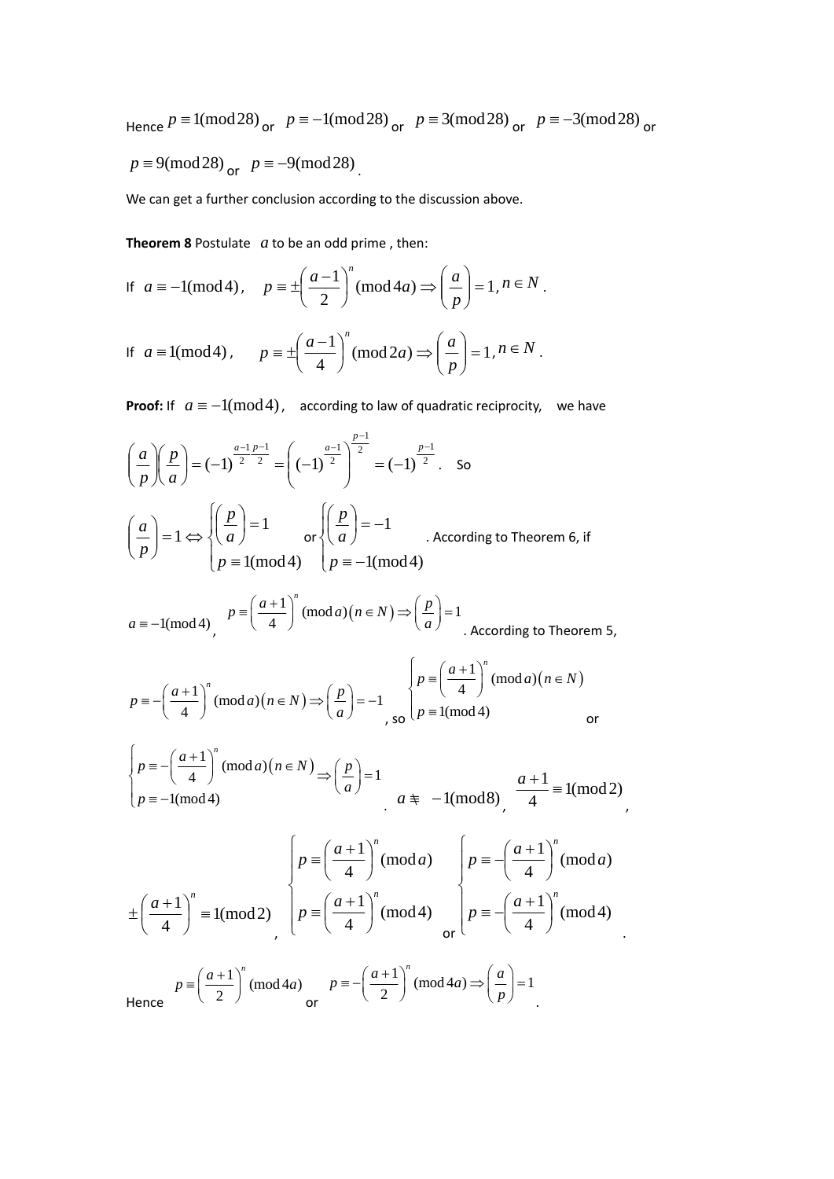Hence $p \equiv 1(\bmod 28)$ or $p \equiv -1(\bmod 28)$ or $p \equiv 3(\bmod 28)$ or $p \equiv -3(\bmod 28)$ or $p \equiv 9(\bmod 28)$ or $p \equiv -9(\bmod 28)$.

We can get a further conclusion according to the discussion above.

**Theorem 8** Postulate $a$ to be an odd prime , then:

If $a \equiv -1(\bmod 4)$, $p \equiv \pm\left(\frac{a-1}{2}\right)^n (\bmod 4a) \Rightarrow \left(\frac{a}{p}\right) = 1, n \in N$.

If $a \equiv 1(\bmod 4)$, $p \equiv \pm\left(\frac{a-1}{4}\right)^n (\bmod 2a) \Rightarrow \left(\frac{a}{p}\right) = 1, n \in N$.

**Proof:** If $a \equiv -1(\bmod 4)$, according to law of quadratic reciprocity, we have

$\left(\frac{a}{p}\right)\left(\frac{p}{a}\right) = (-1)^{\frac{a-1}{2}\frac{p-1}{2}} = \left((-1)^{\frac{a-1}{2}}\right)^{\frac{p-1}{2}} = (-1)^{\frac{p-1}{2}}$. So

$\left(\frac{a}{p}\right) = 1 \Leftrightarrow \begin{cases} \left(\frac{p}{a}\right) = 1 \\ p \equiv 1(\bmod 4) \end{cases}$ or $\begin{cases} \left(\frac{p}{a}\right) = -1 \\ p \equiv -1(\bmod 4) \end{cases}$. According to Theorem 6, if

$a \equiv -1(\bmod 4)$, $p \equiv \left(\frac{a+1}{4}\right)^n (\bmod a)\left(n \in N\right) \Rightarrow \left(\frac{p}{a}\right) = 1$. According to Theorem 5,

$p \equiv -\left(\frac{a+1}{4}\right)^n (\bmod a)\left(n \in N\right) \Rightarrow \left(\frac{p}{a}\right) = -1$, so $\begin{cases} p \equiv \left(\frac{a+1}{4}\right)^n (\bmod a)\left(n \in N\right) \\ p \equiv 1(\bmod 4) \end{cases}$ or

$\begin{cases} p \equiv -\left(\frac{a+1}{4}\right)^n (\bmod a)\left(n \in N\right) \\ p \equiv -1(\bmod 4) \end{cases} \Rightarrow \left(\frac{p}{a}\right) = 1$. $a \not\equiv -1(\bmod 8)$, $\frac{a+1}{4} \equiv 1(\bmod 2)$,

$\pm\left(\frac{a+1}{4}\right)^n \equiv 1(\bmod 2)$, $\begin{cases} p \equiv \left(\frac{a+1}{4}\right)^n (\bmod a) \\ p \equiv \left(\frac{a+1}{4}\right)^n (\bmod 4) \end{cases}$ or $\begin{cases} p \equiv -\left(\frac{a+1}{4}\right)^n (\bmod a) \\ p \equiv -\left(\frac{a+1}{4}\right)^n (\bmod 4) \end{cases}$.

Hence $p \equiv \left(\frac{a+1}{2}\right)^n (\bmod 4a)$ or $p \equiv -\left(\frac{a+1}{2}\right)^n (\bmod 4a) \Rightarrow \left(\frac{a}{p}\right) = 1$.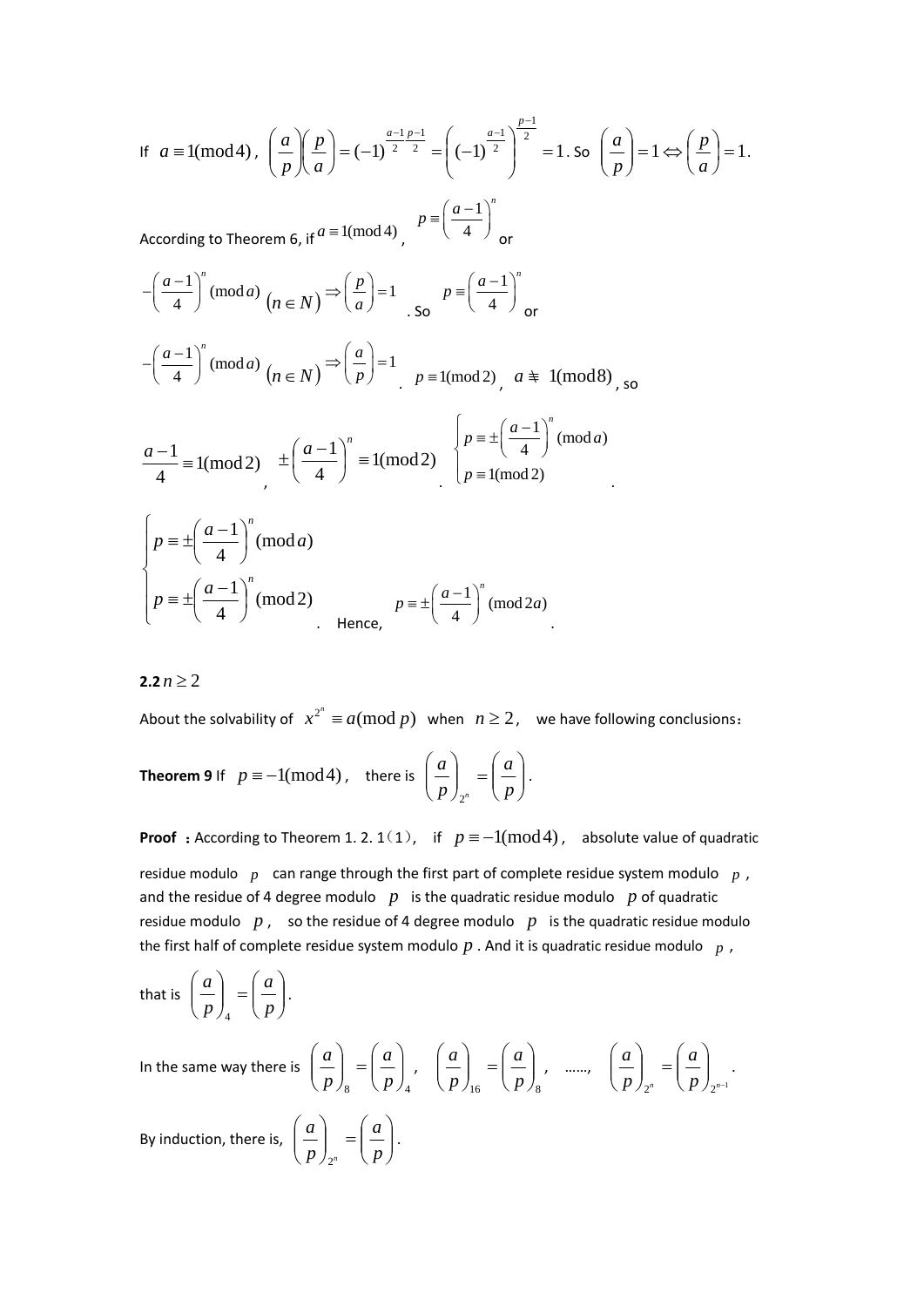If $a \equiv 1(\text{mod}4)$, $\left(\frac{a}{p}\right)\left(\frac{p}{a}\right) = (-1)^{\frac{a-1}{2}\frac{p-1}{2}} = \left((-1)^{\frac{a-1}{2}}\right)^{\frac{p-1}{2}} = 1$. So $\left(\frac{a}{p}\right) = 1 \Leftrightarrow \left(\frac{p}{a}\right) = 1$.

According to Theorem 6, if $a \equiv 1(\text{mod}\,4)$, $p \equiv \left(\frac{a-1}{4}\right)^n$ or

$-\left(\frac{a-1}{4}\right)^n (\text{mod}\,a)$ $(n \in N) \Rightarrow \left(\frac{p}{a}\right) = 1$. So $p \equiv \left(\frac{a-1}{4}\right)^n$ or

$-\left(\frac{a-1}{4}\right)^n (\text{mod}\,a)$ $(n \in N) \Rightarrow \left(\frac{a}{p}\right) = 1$. $p \equiv 1(\text{mod}\,2)$, $a \not\equiv 1(\text{mod}8)$, so

$\frac{a-1}{4} \equiv 1(\text{mod}2)$, $\pm\left(\frac{a-1}{4}\right)^n \equiv 1(\text{mod}2)$. $\begin{cases} p \equiv \pm\left(\frac{a-1}{4}\right)^n (\text{mod}\,a) \\ p \equiv 1(\text{mod}\,2) \end{cases}$.

$$\begin{cases} p \equiv \pm\left(\frac{a-1}{4}\right)^n (\text{mod}\,a) \\ p \equiv \pm\left(\frac{a-1}{4}\right)^n (\text{mod}2) \end{cases}$$

. Hence, $p \equiv \pm\left(\frac{a-1}{4}\right)^n (\text{mod}\,2a)$.

**2.2** $n \geq 2$

About the solvability of $x^{2^n} \equiv a(\text{mod}\,p)$ when $n \geq 2$, we have following conclusions:

**Theorem 9** If $p \equiv -1(\text{mod}4)$, there is $\left(\frac{a}{p}\right)_{2^n} = \left(\frac{a}{p}\right)$.

**Proof :** According to Theorem 1. 2. 1（1）, if $p \equiv -1(\text{mod}4)$, absolute value of quadratic residue modulo $p$ can range through the first part of complete residue system modulo $p$, and the residue of 4 degree modulo $p$ is the quadratic residue modulo $p$ of quadratic residue modulo $p$, so the residue of 4 degree modulo $p$ is the quadratic residue modulo the first half of complete residue system modulo $p$. And it is quadratic residue modulo $p$,

that is $\left(\frac{a}{p}\right)_4 = \left(\frac{a}{p}\right)$.

In the same way there is $\left(\frac{a}{p}\right)_8 = \left(\frac{a}{p}\right)_4$, $\left(\frac{a}{p}\right)_{16} = \left(\frac{a}{p}\right)_8$, ……, $\left(\frac{a}{p}\right)_{2^n} = \left(\frac{a}{p}\right)_{2^{n-1}}$.

By induction, there is, $\left(\frac{a}{p}\right)_{2^n} = \left(\frac{a}{p}\right)$.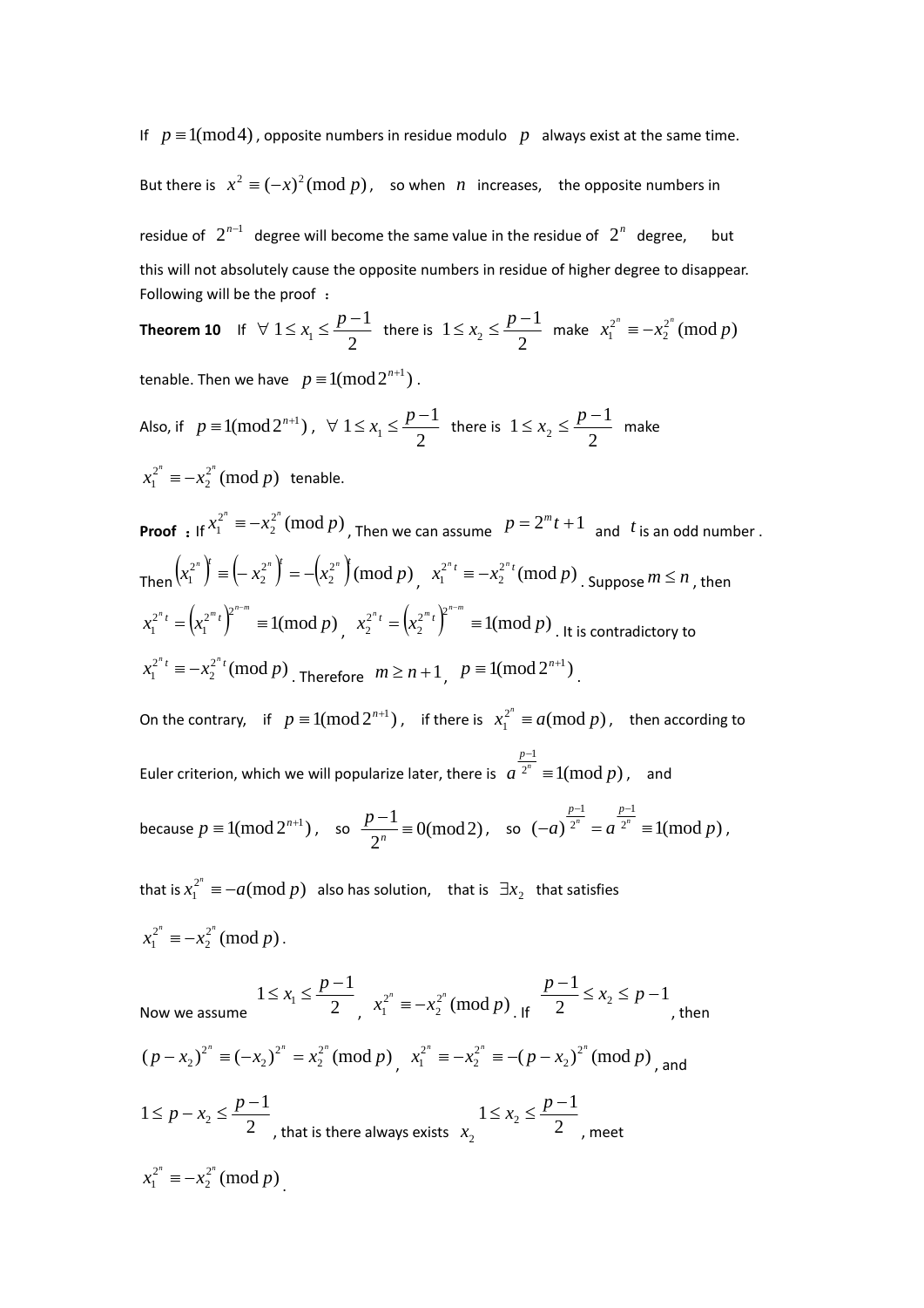If $p \equiv 1(\bmod 4)$, opposite numbers in residue modulo $p$ always exist at the same time.

But there is $x^2 \equiv (-x)^2 (\bmod p)$, so when $n$ increases, the opposite numbers in residue of $2^{n-1}$ degree will become the same value in the residue of $2^n$ degree, but this will not absolutely cause the opposite numbers in residue of higher degree to disappear. Following will be the proof :

**Theorem 10** If $\forall\ 1 \le x_1 \le \dfrac{p-1}{2}$ there is $1 \le x_2 \le \dfrac{p-1}{2}$ make $x_1^{2^n} \equiv -x_2^{2^n} (\bmod p)$ tenable. Then we have $p \equiv 1(\bmod 2^{n+1})$.

Also, if $p \equiv 1(\bmod 2^{n+1})$, $\forall\ 1 \le x_1 \le \dfrac{p-1}{2}$ there is $1 \le x_2 \le \dfrac{p-1}{2}$ make $x_1^{2^n} \equiv -x_2^{2^n} (\bmod p)$ tenable.

**Proof** : If $x_1^{2^n} \equiv -x_2^{2^n} (\bmod p)$, Then we can assume $p = 2^m t + 1$ and $t$ is an odd number . Then $\left(x_1^{2^n}\right)^t \equiv \left(-x_2^{2^n}\right)^t = -\left(x_2^{2^n}\right)^t (\bmod p)$, $x_1^{2^n t} \equiv -x_2^{2^n t} (\bmod p)$. Suppose $m \le n$, then $x_1^{2^n t} = \left(x_1^{2^m t}\right)^{2^{n-m}} \equiv 1(\bmod p)$, $x_2^{2^n t} = \left(x_2^{2^m t}\right)^{2^{n-m}} \equiv 1(\bmod p)$. It is contradictory to $x_1^{2^n t} \equiv -x_2^{2^n t} (\bmod p)$. Therefore $m \ge n+1$, $p \equiv 1(\bmod 2^{n+1})$.

On the contrary, if $p \equiv 1(\bmod 2^{n+1})$, if there is $x_1^{2^n} \equiv a(\bmod p)$, then according to Euler criterion, which we will popularize later, there is $a^{\frac{p-1}{2^n}} \equiv 1(\bmod p)$, and because $p \equiv 1(\bmod 2^{n+1})$, so $\dfrac{p-1}{2^n} \equiv 0(\bmod 2)$, so $(-a)^{\frac{p-1}{2^n}} = a^{\frac{p-1}{2^n}} \equiv 1(\bmod p)$,

that is $x_1^{2^n} \equiv -a(\bmod p)$ also has solution, that is $\exists x_2$ that satisfies $x_1^{2^n} \equiv -x_2^{2^n} (\bmod p)$.

Now we assume $1 \le x_1 \le \dfrac{p-1}{2}$, $x_1^{2^n} \equiv -x_2^{2^n} (\bmod p)$. If $\dfrac{p-1}{2} \le x_2 \le p-1$, then $(p-x_2)^{2^n} \equiv (-x_2)^{2^n} = x_2^{2^n} (\bmod p)$, $x_1^{2^n} \equiv -x_2^{2^n} \equiv -(p-x_2)^{2^n} (\bmod p)$, and $1 \le p - x_2 \le \dfrac{p-1}{2}$, that is there always exists $x_2$ $1 \le x_2 \le \dfrac{p-1}{2}$, meet $x_1^{2^n} \equiv -x_2^{2^n} (\bmod p)$.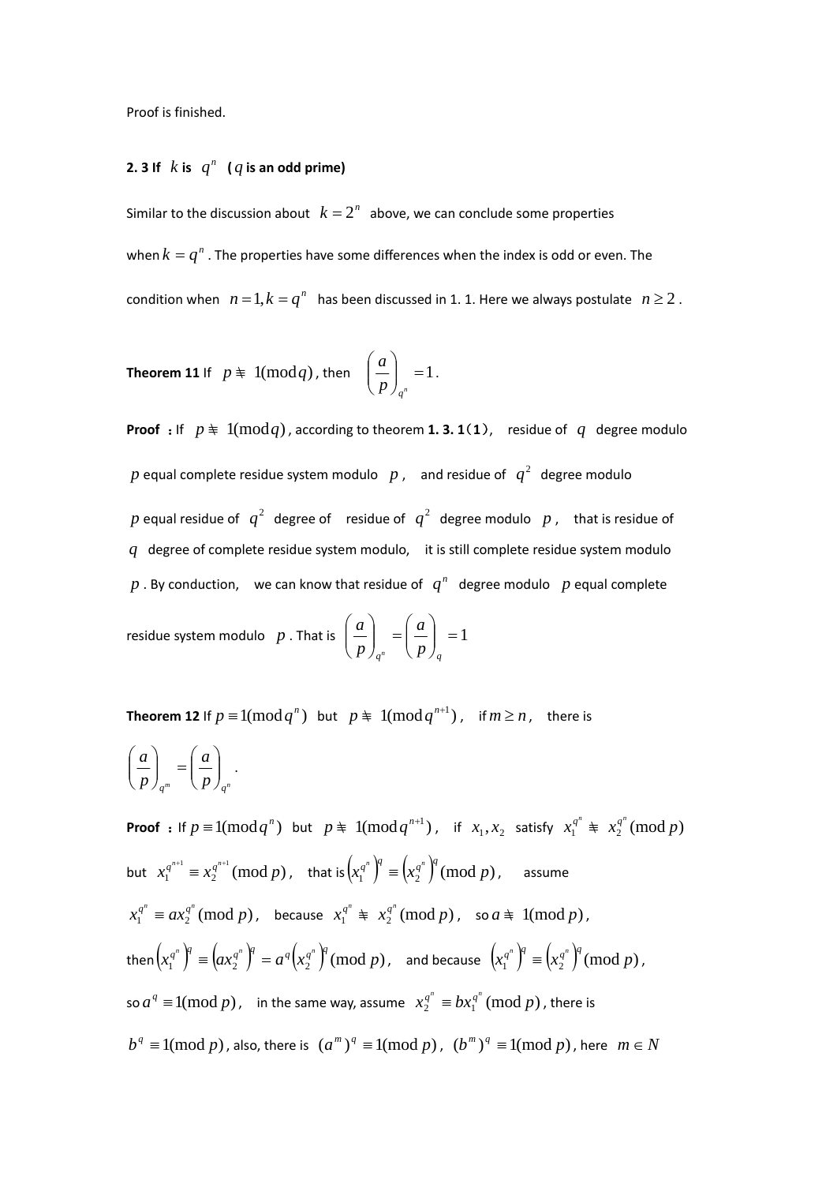Proof is finished.

**2. 3 If $k$ is $q^n$ ($q$ is an odd prime)**

Similar to the discussion about $k = 2^n$ above, we can conclude some properties when $k = q^n$. The properties have some differences when the index is odd or even. The condition when $n = 1, k = q^n$ has been discussed in 1. 1. Here we always postulate $n \geq 2$.

**Theorem 11** If $p \not\equiv 1(\bmod q)$, then $\left(\dfrac{a}{p}\right)_{q^n} = 1$.

**Proof :** If $p \not\equiv 1(\bmod q)$, according to theorem **1. 3. 1（1）**, residue of $q$ degree modulo $p$ equal complete residue system modulo $p$, and residue of $q^2$ degree modulo $p$ equal residue of $q^2$ degree of residue of $q^2$ degree modulo $p$, that is residue of $q$ degree of complete residue system modulo, it is still complete residue system modulo $p$. By conduction, we can know that residue of $q^n$ degree modulo $p$ equal complete residue system modulo $p$. That is $\left(\dfrac{a}{p}\right)_{q^n} = \left(\dfrac{a}{p}\right)_q = 1$

**Theorem 12** If $p \equiv 1(\bmod q^n)$ but $p \not\equiv 1(\bmod q^{n+1})$, if $m \geq n$, there is $\left(\dfrac{a}{p}\right)_{q^m} = \left(\dfrac{a}{p}\right)_{q^n}$.

**Proof :** If $p \equiv 1(\bmod q^n)$ but $p \not\equiv 1(\bmod q^{n+1})$, if $x_1, x_2$ satisfy $x_1^{q^n} \not\equiv x_2^{q^n} (\bmod p)$ but $x_1^{q^{n+1}} \equiv x_2^{q^{n+1}} (\bmod p)$, that is $\left(x_1^{q^n}\right)^q \equiv \left(x_2^{q^n}\right)^q (\bmod p)$, assume $x_1^{q^n} \equiv a x_2^{q^n} (\bmod p)$, because $x_1^{q^n} \not\equiv x_2^{q^n} (\bmod p)$, so $a \not\equiv 1(\bmod p)$, then $\left(x_1^{q^n}\right)^q \equiv \left(a x_2^{q^n}\right)^q = a^q \left(x_2^{q^n}\right)^q (\bmod p)$, and because $\left(x_1^{q^n}\right)^q \equiv \left(x_2^{q^n}\right)^q (\bmod p)$, so $a^q \equiv 1(\bmod p)$, in the same way, assume $x_2^{q^n} \equiv b x_1^{q^n} (\bmod p)$, there is $b^q \equiv 1(\bmod p)$, also, there is $(a^m)^q \equiv 1(\bmod p)$, $(b^m)^q \equiv 1(\bmod p)$, here $m \in N$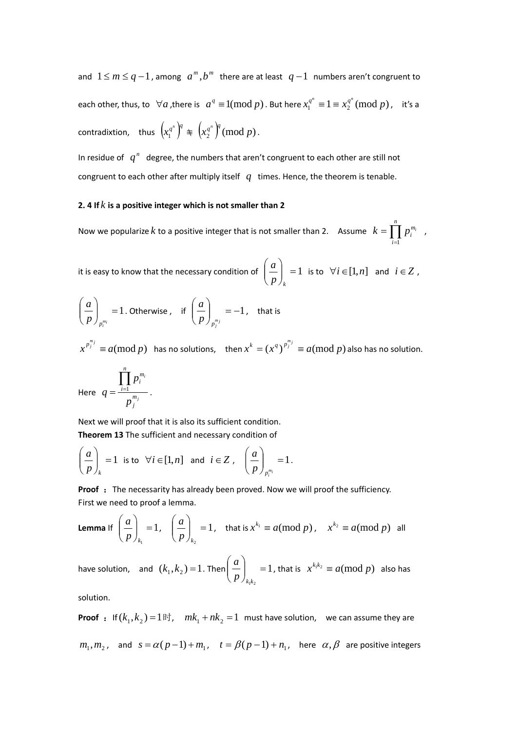and $1 \le m \le q-1$, among $a^m, b^m$ there are at least $q-1$ numbers aren't congruent to each other, thus, to $\forall a$, there is $a^q \equiv 1 (\bmod p)$. But here $x_1^{q^n} \equiv 1 \equiv x_2^{q^n} (\bmod p)$, it's a contradixtion, thus $\left(x_1^{q^n}\right)^q \not\equiv \left(x_2^{q^n}\right)^q (\bmod p)$.

In residue of $q^n$ degree, the numbers that aren't congruent to each other are still not congruent to each other after multiply itself $q$ times. Hence, the theorem is tenable.

### 2. 4 If $k$ is a positive integer which is not smaller than 2

Now we popularize $k$ to a positive integer that is not smaller than 2. Assume $k = \prod_{i=1}^{n} p_i^{m_i}$,

it is easy to know that the necessary condition of $\left(\frac{a}{p}\right)_k = 1$ is to $\forall i \in [1, n]$ and $i \in Z$, $\left(\frac{a}{p}\right)_{p_i^{m_i}} = 1$. Otherwise, if $\left(\frac{a}{p}\right)_{p_j^{m_j}} = -1$, that is

$x^{p_j^{m_j}} \equiv a (\bmod p)$ has no solutions, then $x^k = (x^q)^{p_j^{m_j}} \equiv a (\bmod p)$ also has no solution.

Here $q = \frac{\prod_{i=1}^{n} p_i^{m_i}}{p_j^{m_j}}$.

Next we will proof that it is also its sufficient condition.

**Theorem 13** The sufficient and necessary condition of

$\left(\frac{a}{p}\right)_k = 1$ is to $\forall i \in [1, n]$ and $i \in Z$, $\left(\frac{a}{p}\right)_{p_i^{m_i}} = 1$.

**Proof :** The necessarity has already been proved. Now we will proof the sufficiency. First we need to proof a lemma.

**Lemma** If $\left(\frac{a}{p}\right)_{k_1} = 1$, $\left(\frac{a}{p}\right)_{k_2} = 1$, that is $x^{k_1} \equiv a (\bmod p)$, $x^{k_2} \equiv a (\bmod p)$ all have solution, and $(k_1, k_2) = 1$. Then $\left(\frac{a}{p}\right)_{k_1 k_2} = 1$, that is $x^{k_1 k_2} \equiv a (\bmod p)$ also has solution.

**Proof :** If $(k_1, k_2) = 1$时, $mk_1 + nk_2 = 1$ must have solution, we can assume they are $m_1, m_2$, and $s = \alpha(p-1) + m_1$, $t = \beta(p-1) + n_1$, here $\alpha, \beta$ are positive integers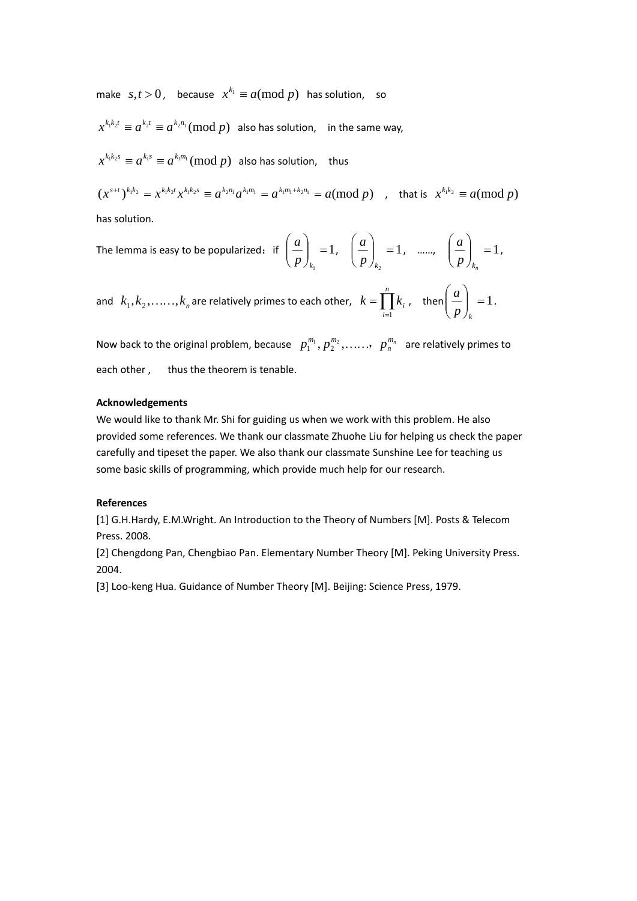make $s,t>0$, because $x^{k_1} \equiv a(\bmod p)$ has solution, so

$x^{k_1k_2t} \equiv a^{k_2t} \equiv a^{k_2n_1}(\bmod p)$ also has solution, in the same way,

$x^{k_1k_2s} \equiv a^{k_1s} \equiv a^{k_1m_1}(\bmod p)$ also has solution, thus

$(x^{s+t})^{k_1k_2} = x^{k_1k_2t}x^{k_1k_2s} \equiv a^{k_2n_1}a^{k_1m_1} = a^{k_1m_1+k_2n_1} = a(\bmod p)$ , that is $x^{k_1k_2} \equiv a(\bmod p)$ has solution.

The lemma is easy to be popularized：if $\left(\dfrac{a}{p}\right)_{k_1}=1$, $\left(\dfrac{a}{p}\right)_{k_2}=1$, ……, $\left(\dfrac{a}{p}\right)_{k_n}=1$,

and $k_1,k_2,\ldots\ldots,k_n$ are relatively primes to each other, $k=\prod_{i=1}^{n}k_i$, then $\left(\dfrac{a}{p}\right)_k=1$.

Now back to the original problem, because $p_1^{m_1},p_2^{m_2},\ldots\ldots,p_n^{m_n}$ are relatively primes to each other , thus the theorem is tenable.

**Acknowledgements**

We would like to thank Mr. Shi for guiding us when we work with this problem. He also provided some references. We thank our classmate Zhuohe Liu for helping us check the paper carefully and tipeset the paper. We also thank our classmate Sunshine Lee for teaching us some basic skills of programming, which provide much help for our research.

**References**

[1] G.H.Hardy, E.M.Wright. An Introduction to the Theory of Numbers [M]. Posts & Telecom Press. 2008.

[2] Chengdong Pan, Chengbiao Pan. Elementary Number Theory [M]. Peking University Press. 2004.

[3] Loo-keng Hua. Guidance of Number Theory [M]. Beijing: Science Press, 1979.